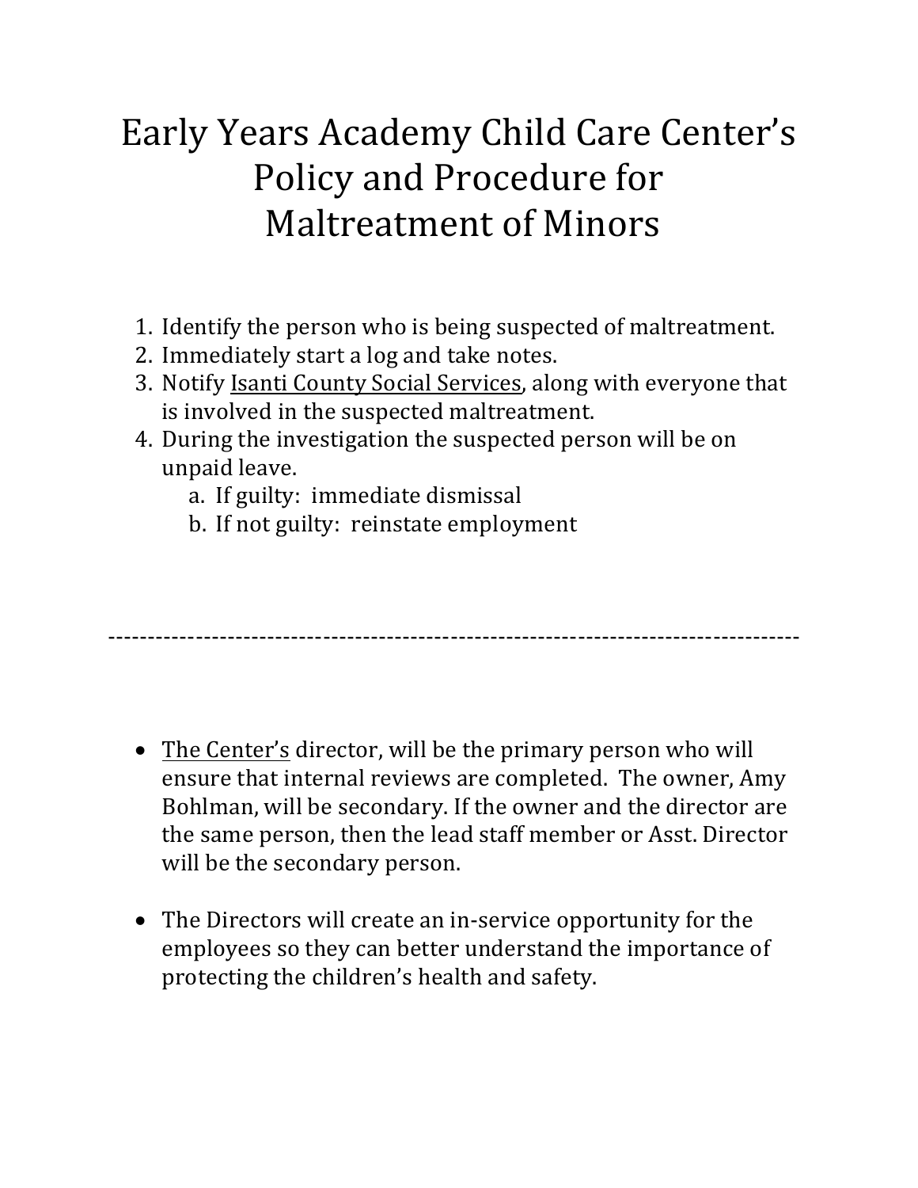# Early Years Academy Child Care Center's Policy and Procedure for Maltreatment of Minors

1. Identify the person who is being suspected of maltreatment.
2. Immediately start a log and take notes.
3. Notify <u>Isanti County Social Services</u>, along with everyone that is involved in the suspected maltreatment.
4. During the investigation the suspected person will be on unpaid leave.
   a. If guilty: immediate dismissal
   b. If not guilty: reinstate employment

---

- <u>The Center's</u> director, will be the primary person who will ensure that internal reviews are completed. The owner, Amy Bohlman, will be secondary. If the owner and the director are the same person, then the lead staff member or Asst. Director will be the secondary person.

- The Directors will create an in-service opportunity for the employees so they can better understand the importance of protecting the children's health and safety.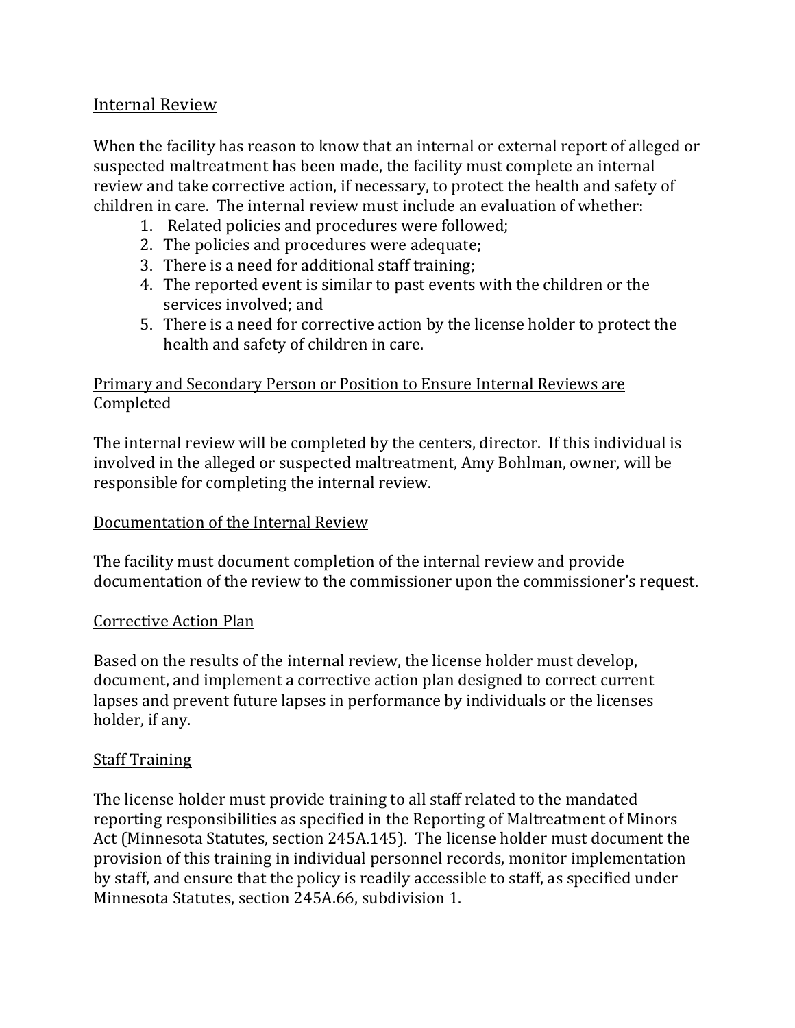## Internal Review

When the facility has reason to know that an internal or external report of alleged or suspected maltreatment has been made, the facility must complete an internal review and take corrective action, if necessary, to protect the health and safety of children in care. The internal review must include an evaluation of whether:

1. Related policies and procedures were followed;
2. The policies and procedures were adequate;
3. There is a need for additional staff training;
4. The reported event is similar to past events with the children or the services involved; and
5. There is a need for corrective action by the license holder to protect the health and safety of children in care.

### Primary and Secondary Person or Position to Ensure Internal Reviews are Completed

The internal review will be completed by the centers, director. If this individual is involved in the alleged or suspected maltreatment, Amy Bohlman, owner, will be responsible for completing the internal review.

### Documentation of the Internal Review

The facility must document completion of the internal review and provide documentation of the review to the commissioner upon the commissioner's request.

### Corrective Action Plan

Based on the results of the internal review, the license holder must develop, document, and implement a corrective action plan designed to correct current lapses and prevent future lapses in performance by individuals or the licenses holder, if any.

### Staff Training

The license holder must provide training to all staff related to the mandated reporting responsibilities as specified in the Reporting of Maltreatment of Minors Act (Minnesota Statutes, section 245A.145). The license holder must document the provision of this training in individual personnel records, monitor implementation by staff, and ensure that the policy is readily accessible to staff, as specified under Minnesota Statutes, section 245A.66, subdivision 1.